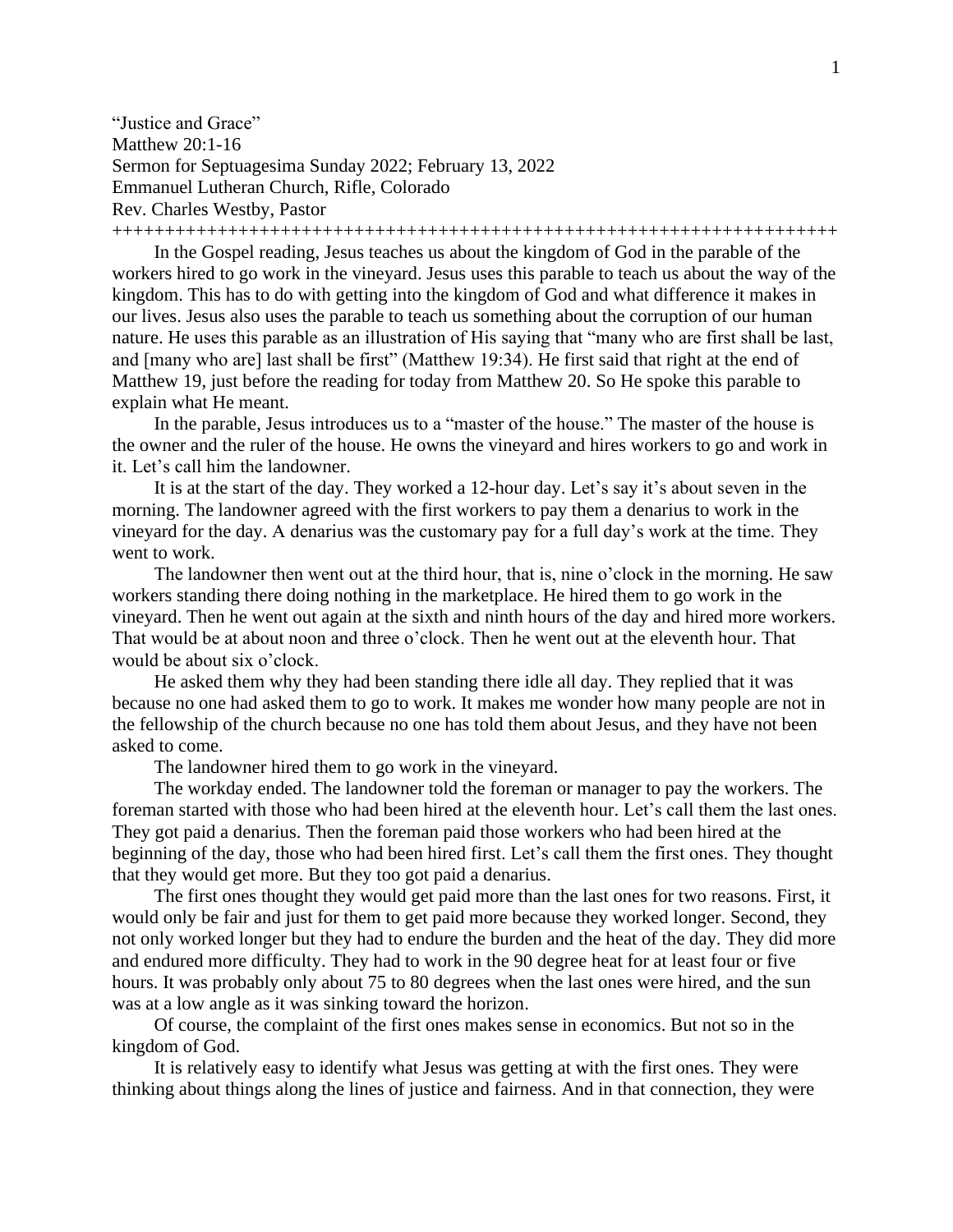"Justice and Grace"
Matthew 20:1-16
Sermon for Septuagesima Sunday 2022; February 13, 2022
Emmanuel Lutheran Church, Rifle, Colorado
Rev. Charles Westby, Pastor

++++++++++++++++++++++++++++++++++++++++++++++++++++++++++++++++++++++

In the Gospel reading, Jesus teaches us about the kingdom of God in the parable of the workers hired to go work in the vineyard. Jesus uses this parable to teach us about the way of the kingdom. This has to do with getting into the kingdom of God and what difference it makes in our lives. Jesus also uses the parable to teach us something about the corruption of our human nature. He uses this parable as an illustration of His saying that "many who are first shall be last, and [many who are] last shall be first" (Matthew 19:34). He first said that right at the end of Matthew 19, just before the reading for today from Matthew 20. So He spoke this parable to explain what He meant.

In the parable, Jesus introduces us to a "master of the house." The master of the house is the owner and the ruler of the house. He owns the vineyard and hires workers to go and work in it. Let's call him the landowner.

It is at the start of the day. They worked a 12-hour day. Let's say it's about seven in the morning. The landowner agreed with the first workers to pay them a denarius to work in the vineyard for the day. A denarius was the customary pay for a full day's work at the time. They went to work.

The landowner then went out at the third hour, that is, nine o'clock in the morning. He saw workers standing there doing nothing in the marketplace. He hired them to go work in the vineyard. Then he went out again at the sixth and ninth hours of the day and hired more workers. That would be at about noon and three o'clock. Then he went out at the eleventh hour. That would be about six o'clock.

He asked them why they had been standing there idle all day. They replied that it was because no one had asked them to go to work. It makes me wonder how many people are not in the fellowship of the church because no one has told them about Jesus, and they have not been asked to come.

The landowner hired them to go work in the vineyard.

The workday ended. The landowner told the foreman or manager to pay the workers. The foreman started with those who had been hired at the eleventh hour. Let's call them the last ones. They got paid a denarius. Then the foreman paid those workers who had been hired at the beginning of the day, those who had been hired first. Let's call them the first ones. They thought that they would get more. But they too got paid a denarius.

The first ones thought they would get paid more than the last ones for two reasons. First, it would only be fair and just for them to get paid more because they worked longer. Second, they not only worked longer but they had to endure the burden and the heat of the day. They did more and endured more difficulty. They had to work in the 90 degree heat for at least four or five hours. It was probably only about 75 to 80 degrees when the last ones were hired, and the sun was at a low angle as it was sinking toward the horizon.

Of course, the complaint of the first ones makes sense in economics. But not so in the kingdom of God.

It is relatively easy to identify what Jesus was getting at with the first ones. They were thinking about things along the lines of justice and fairness. And in that connection, they were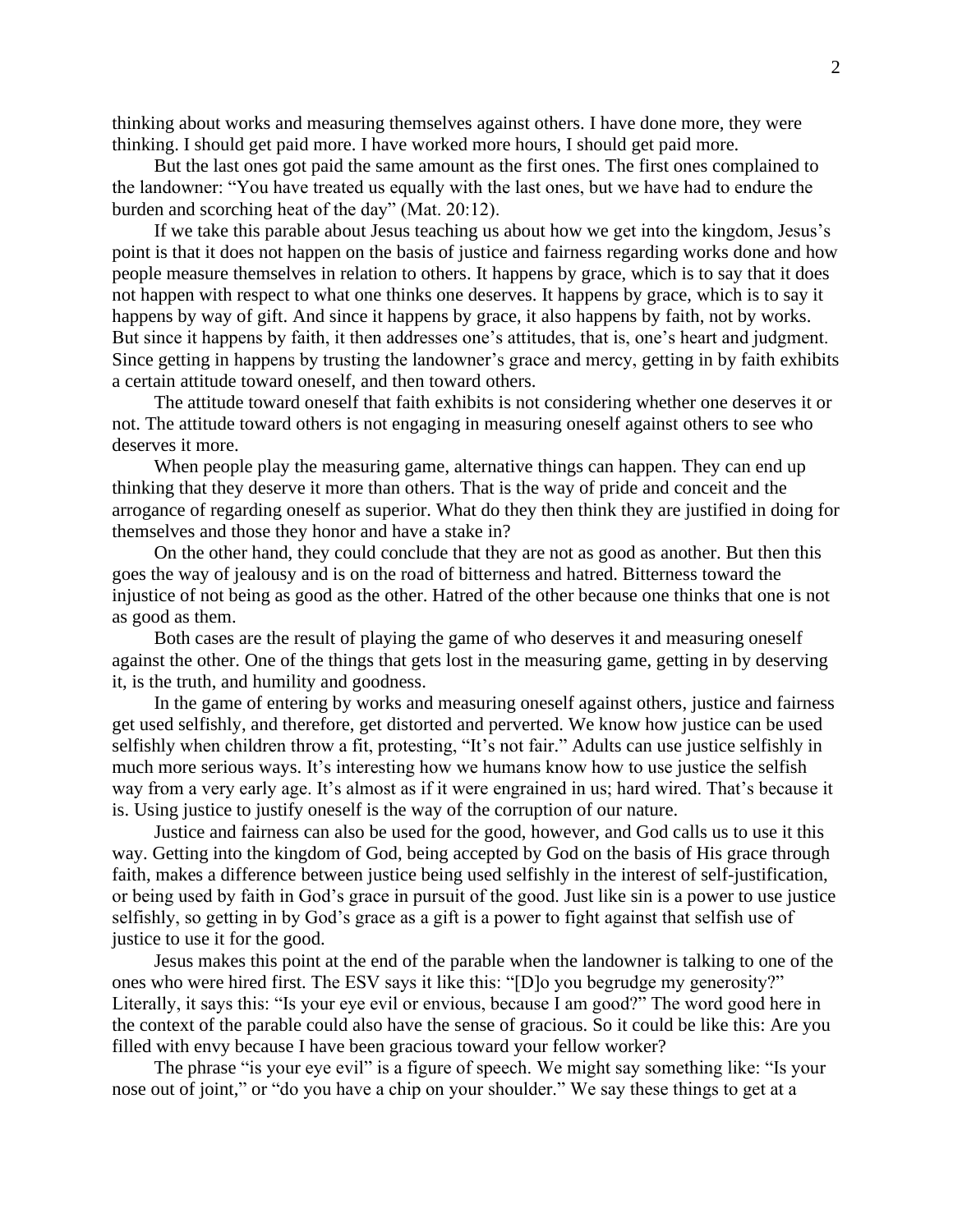thinking about works and measuring themselves against others. I have done more, they were thinking. I should get paid more. I have worked more hours, I should get paid more.

But the last ones got paid the same amount as the first ones. The first ones complained to the landowner: "You have treated us equally with the last ones, but we have had to endure the burden and scorching heat of the day" (Mat. 20:12).

If we take this parable about Jesus teaching us about how we get into the kingdom, Jesus's point is that it does not happen on the basis of justice and fairness regarding works done and how people measure themselves in relation to others. It happens by grace, which is to say that it does not happen with respect to what one thinks one deserves. It happens by grace, which is to say it happens by way of gift. And since it happens by grace, it also happens by faith, not by works. But since it happens by faith, it then addresses one's attitudes, that is, one's heart and judgment. Since getting in happens by trusting the landowner's grace and mercy, getting in by faith exhibits a certain attitude toward oneself, and then toward others.

The attitude toward oneself that faith exhibits is not considering whether one deserves it or not. The attitude toward others is not engaging in measuring oneself against others to see who deserves it more.

When people play the measuring game, alternative things can happen. They can end up thinking that they deserve it more than others. That is the way of pride and conceit and the arrogance of regarding oneself as superior. What do they then think they are justified in doing for themselves and those they honor and have a stake in?

On the other hand, they could conclude that they are not as good as another. But then this goes the way of jealousy and is on the road of bitterness and hatred. Bitterness toward the injustice of not being as good as the other. Hatred of the other because one thinks that one is not as good as them.

Both cases are the result of playing the game of who deserves it and measuring oneself against the other. One of the things that gets lost in the measuring game, getting in by deserving it, is the truth, and humility and goodness.

In the game of entering by works and measuring oneself against others, justice and fairness get used selfishly, and therefore, get distorted and perverted. We know how justice can be used selfishly when children throw a fit, protesting, "It's not fair." Adults can use justice selfishly in much more serious ways. It's interesting how we humans know how to use justice the selfish way from a very early age. It's almost as if it were engrained in us; hard wired. That's because it is. Using justice to justify oneself is the way of the corruption of our nature.

Justice and fairness can also be used for the good, however, and God calls us to use it this way. Getting into the kingdom of God, being accepted by God on the basis of His grace through faith, makes a difference between justice being used selfishly in the interest of self-justification, or being used by faith in God's grace in pursuit of the good. Just like sin is a power to use justice selfishly, so getting in by God's grace as a gift is a power to fight against that selfish use of justice to use it for the good.

Jesus makes this point at the end of the parable when the landowner is talking to one of the ones who were hired first. The ESV says it like this: "[D]o you begrudge my generosity?" Literally, it says this: "Is your eye evil or envious, because I am good?" The word good here in the context of the parable could also have the sense of gracious. So it could be like this: Are you filled with envy because I have been gracious toward your fellow worker?

The phrase "is your eye evil" is a figure of speech. We might say something like: "Is your nose out of joint," or "do you have a chip on your shoulder." We say these things to get at a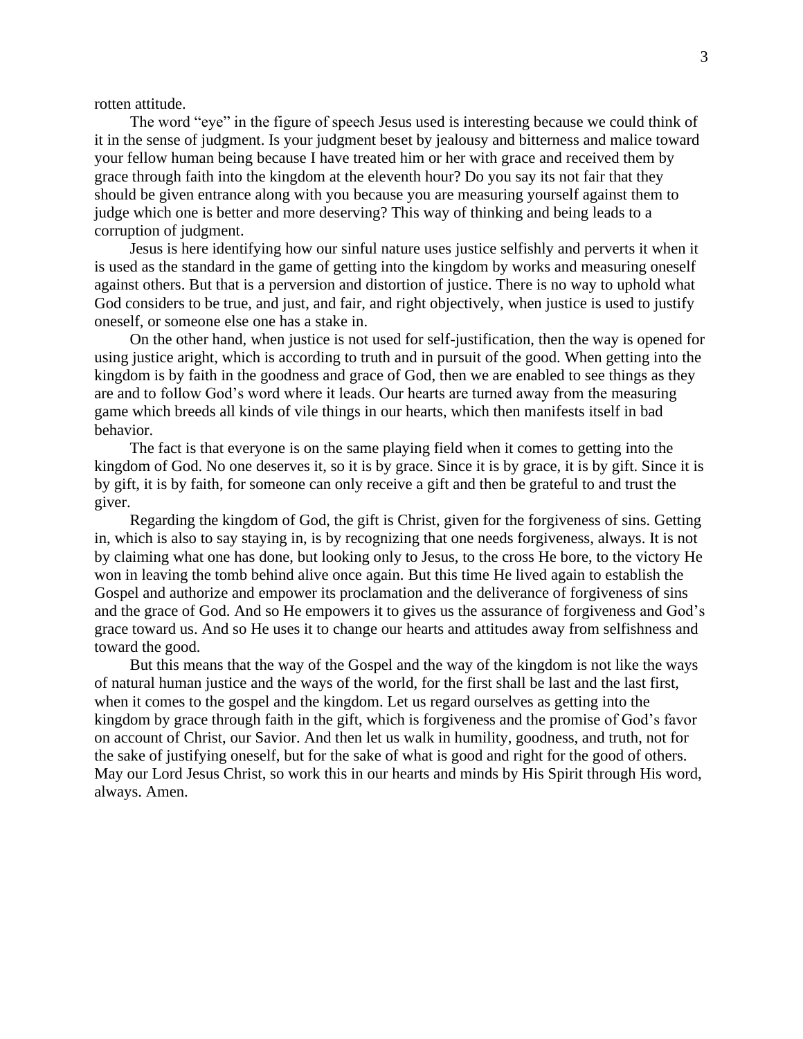rotten attitude.

The word "eye" in the figure of speech Jesus used is interesting because we could think of it in the sense of judgment. Is your judgment beset by jealousy and bitterness and malice toward your fellow human being because I have treated him or her with grace and received them by grace through faith into the kingdom at the eleventh hour? Do you say its not fair that they should be given entrance along with you because you are measuring yourself against them to judge which one is better and more deserving? This way of thinking and being leads to a corruption of judgment.

Jesus is here identifying how our sinful nature uses justice selfishly and perverts it when it is used as the standard in the game of getting into the kingdom by works and measuring oneself against others. But that is a perversion and distortion of justice. There is no way to uphold what God considers to be true, and just, and fair, and right objectively, when justice is used to justify oneself, or someone else one has a stake in.

On the other hand, when justice is not used for self-justification, then the way is opened for using justice aright, which is according to truth and in pursuit of the good. When getting into the kingdom is by faith in the goodness and grace of God, then we are enabled to see things as they are and to follow God's word where it leads. Our hearts are turned away from the measuring game which breeds all kinds of vile things in our hearts, which then manifests itself in bad behavior.

The fact is that everyone is on the same playing field when it comes to getting into the kingdom of God. No one deserves it, so it is by grace. Since it is by grace, it is by gift. Since it is by gift, it is by faith, for someone can only receive a gift and then be grateful to and trust the giver.

Regarding the kingdom of God, the gift is Christ, given for the forgiveness of sins. Getting in, which is also to say staying in, is by recognizing that one needs forgiveness, always. It is not by claiming what one has done, but looking only to Jesus, to the cross He bore, to the victory He won in leaving the tomb behind alive once again. But this time He lived again to establish the Gospel and authorize and empower its proclamation and the deliverance of forgiveness of sins and the grace of God. And so He empowers it to gives us the assurance of forgiveness and God's grace toward us. And so He uses it to change our hearts and attitudes away from selfishness and toward the good.

But this means that the way of the Gospel and the way of the kingdom is not like the ways of natural human justice and the ways of the world, for the first shall be last and the last first, when it comes to the gospel and the kingdom. Let us regard ourselves as getting into the kingdom by grace through faith in the gift, which is forgiveness and the promise of God's favor on account of Christ, our Savior. And then let us walk in humility, goodness, and truth, not for the sake of justifying oneself, but for the sake of what is good and right for the good of others. May our Lord Jesus Christ, so work this in our hearts and minds by His Spirit through His word, always. Amen.